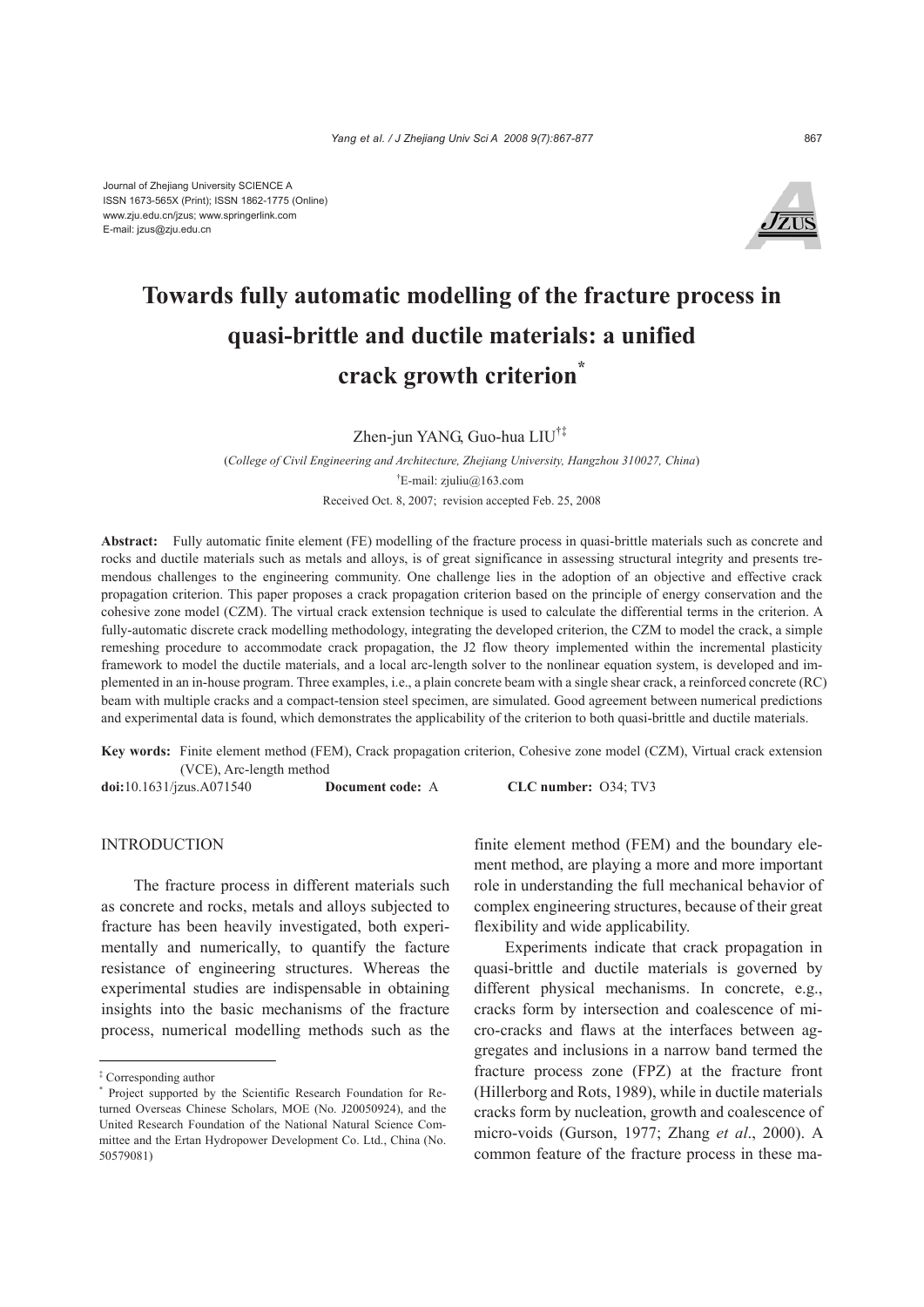Journal of Zhejiang University SCIENCE A
ISSN 1673-565X (Print); ISSN 1862-1775 (Online)
www.zju.edu.cn/jzus; www.springerlink.com
E-mail: jzus@zju.edu.cn

# Towards fully automatic modelling of the fracture process in quasi-brittle and ductile materials: a unified crack growth criterion*

Zhen-jun YANG, Guo-hua LIU[†‡]

(*College of Civil Engineering and Architecture, Zhejiang University, Hangzhou 310027, China*)

[†]E-mail: zjuliu@163.com

Received Oct. 8, 2007; revision accepted Feb. 25, 2008

**Abstract:** Fully automatic finite element (FE) modelling of the fracture process in quasi-brittle materials such as concrete and rocks and ductile materials such as metals and alloys, is of great significance in assessing structural integrity and presents tremendous challenges to the engineering community. One challenge lies in the adoption of an objective and effective crack propagation criterion. This paper proposes a crack propagation criterion based on the principle of energy conservation and the cohesive zone model (CZM). The virtual crack extension technique is used to calculate the differential terms in the criterion. A fully-automatic discrete crack modelling methodology, integrating the developed criterion, the CZM to model the crack, a simple remeshing procedure to accommodate crack propagation, the J2 flow theory implemented within the incremental plasticity framework to model the ductile materials, and a local arc-length solver to the nonlinear equation system, is developed and implemented in an in-house program. Three examples, i.e., a plain concrete beam with a single shear crack, a reinforced concrete (RC) beam with multiple cracks and a compact-tension steel specimen, are simulated. Good agreement between numerical predictions and experimental data is found, which demonstrates the applicability of the criterion to both quasi-brittle and ductile materials.

**Key words:** Finite element method (FEM), Crack propagation criterion, Cohesive zone model (CZM), Virtual crack extension (VCE), Arc-length method

**doi:**10.1631/jzus.A071540 **Document code:** A **CLC number:** O34; TV3

## INTRODUCTION

The fracture process in different materials such as concrete and rocks, metals and alloys subjected to fracture has been heavily investigated, both experimentally and numerically, to quantify the facture resistance of engineering structures. Whereas the experimental studies are indispensable in obtaining insights into the basic mechanisms of the fracture process, numerical modelling methods such as the finite element method (FEM) and the boundary element method, are playing a more and more important role in understanding the full mechanical behavior of complex engineering structures, because of their great flexibility and wide applicability.

Experiments indicate that crack propagation in quasi-brittle and ductile materials is governed by different physical mechanisms. In concrete, e.g., cracks form by intersection and coalescence of micro-cracks and flaws at the interfaces between aggregates and inclusions in a narrow band termed the fracture process zone (FPZ) at the fracture front (Hillerborg and Rots, 1989), while in ductile materials cracks form by nucleation, growth and coalescence of micro-voids (Gurson, 1977; Zhang *et al*., 2000). A common feature of the fracture process in these ma-

---

[‡] Corresponding author

[*] Project supported by the Scientific Research Foundation for Returned Overseas Chinese Scholars, MOE (No. J20050924), and the United Research Foundation of the National Natural Science Committee and the Ertan Hydropower Development Co. Ltd., China (No. 50579081)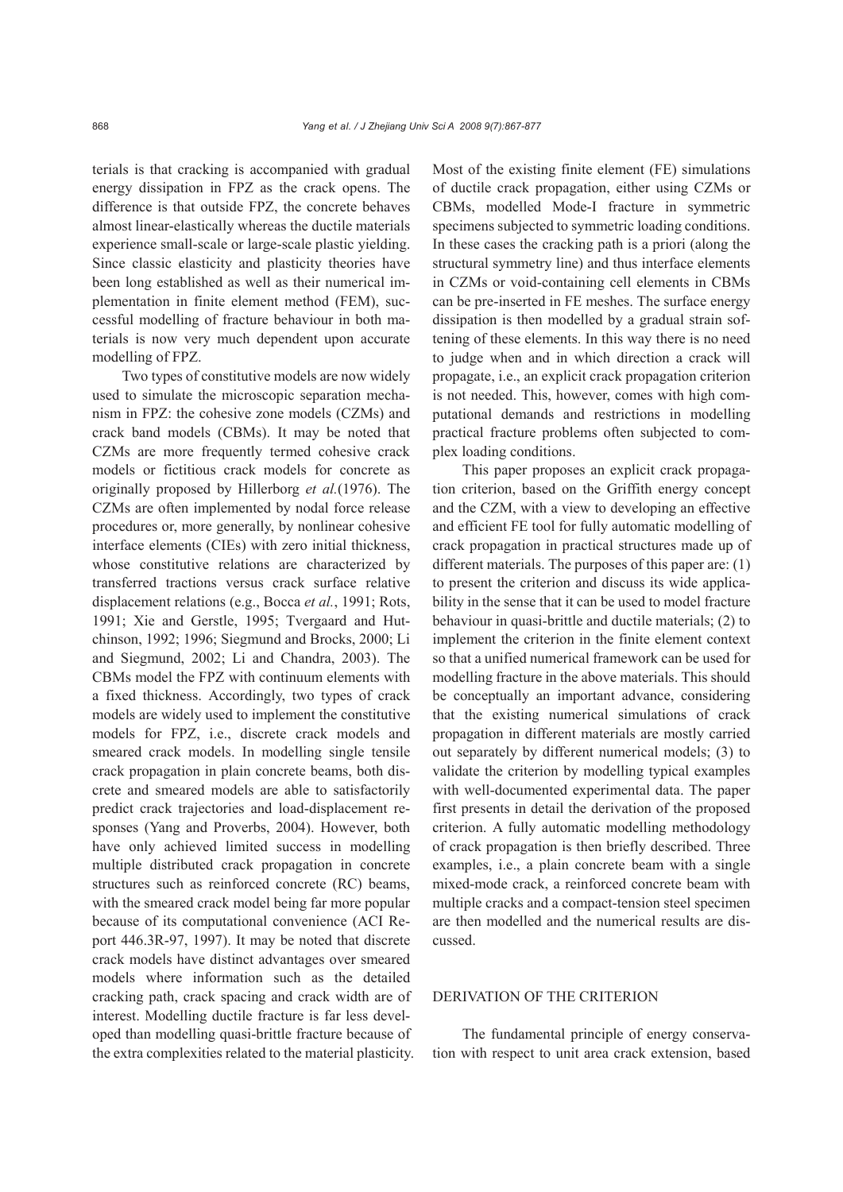terials is that cracking is accompanied with gradual energy dissipation in FPZ as the crack opens. The difference is that outside FPZ, the concrete behaves almost linear-elastically whereas the ductile materials experience small-scale or large-scale plastic yielding. Since classic elasticity and plasticity theories have been long established as well as their numerical implementation in finite element method (FEM), successful modelling of fracture behaviour in both materials is now very much dependent upon accurate modelling of FPZ.

Two types of constitutive models are now widely used to simulate the microscopic separation mechanism in FPZ: the cohesive zone models (CZMs) and crack band models (CBMs). It may be noted that CZMs are more frequently termed cohesive crack models or fictitious crack models for concrete as originally proposed by Hillerborg *et al.*(1976). The CZMs are often implemented by nodal force release procedures or, more generally, by nonlinear cohesive interface elements (CIEs) with zero initial thickness, whose constitutive relations are characterized by transferred tractions versus crack surface relative displacement relations (e.g., Bocca *et al.*, 1991; Rots, 1991; Xie and Gerstle, 1995; Tvergaard and Hutchinson, 1992; 1996; Siegmund and Brocks, 2000; Li and Siegmund, 2002; Li and Chandra, 2003). The CBMs model the FPZ with continuum elements with a fixed thickness. Accordingly, two types of crack models are widely used to implement the constitutive models for FPZ, i.e., discrete crack models and smeared crack models. In modelling single tensile crack propagation in plain concrete beams, both discrete and smeared models are able to satisfactorily predict crack trajectories and load-displacement responses (Yang and Proverbs, 2004). However, both have only achieved limited success in modelling multiple distributed crack propagation in concrete structures such as reinforced concrete (RC) beams, with the smeared crack model being far more popular because of its computational convenience (ACI Report 446.3R-97, 1997). It may be noted that discrete crack models have distinct advantages over smeared models where information such as the detailed cracking path, crack spacing and crack width are of interest. Modelling ductile fracture is far less developed than modelling quasi-brittle fracture because of the extra complexities related to the material plasticity. Most of the existing finite element (FE) simulations of ductile crack propagation, either using CZMs or CBMs, modelled Mode-I fracture in symmetric specimens subjected to symmetric loading conditions. In these cases the cracking path is a priori (along the structural symmetry line) and thus interface elements in CZMs or void-containing cell elements in CBMs can be pre-inserted in FE meshes. The surface energy dissipation is then modelled by a gradual strain softening of these elements. In this way there is no need to judge when and in which direction a crack will propagate, i.e., an explicit crack propagation criterion is not needed. This, however, comes with high computational demands and restrictions in modelling practical fracture problems often subjected to complex loading conditions.

This paper proposes an explicit crack propagation criterion, based on the Griffith energy concept and the CZM, with a view to developing an effective and efficient FE tool for fully automatic modelling of crack propagation in practical structures made up of different materials. The purposes of this paper are: (1) to present the criterion and discuss its wide applicability in the sense that it can be used to model fracture behaviour in quasi-brittle and ductile materials; (2) to implement the criterion in the finite element context so that a unified numerical framework can be used for modelling fracture in the above materials. This should be conceptually an important advance, considering that the existing numerical simulations of crack propagation in different materials are mostly carried out separately by different numerical models; (3) to validate the criterion by modelling typical examples with well-documented experimental data. The paper first presents in detail the derivation of the proposed criterion. A fully automatic modelling methodology of crack propagation is then briefly described. Three examples, i.e., a plain concrete beam with a single mixed-mode crack, a reinforced concrete beam with multiple cracks and a compact-tension steel specimen are then modelled and the numerical results are discussed.

## DERIVATION OF THE CRITERION

The fundamental principle of energy conservation with respect to unit area crack extension, based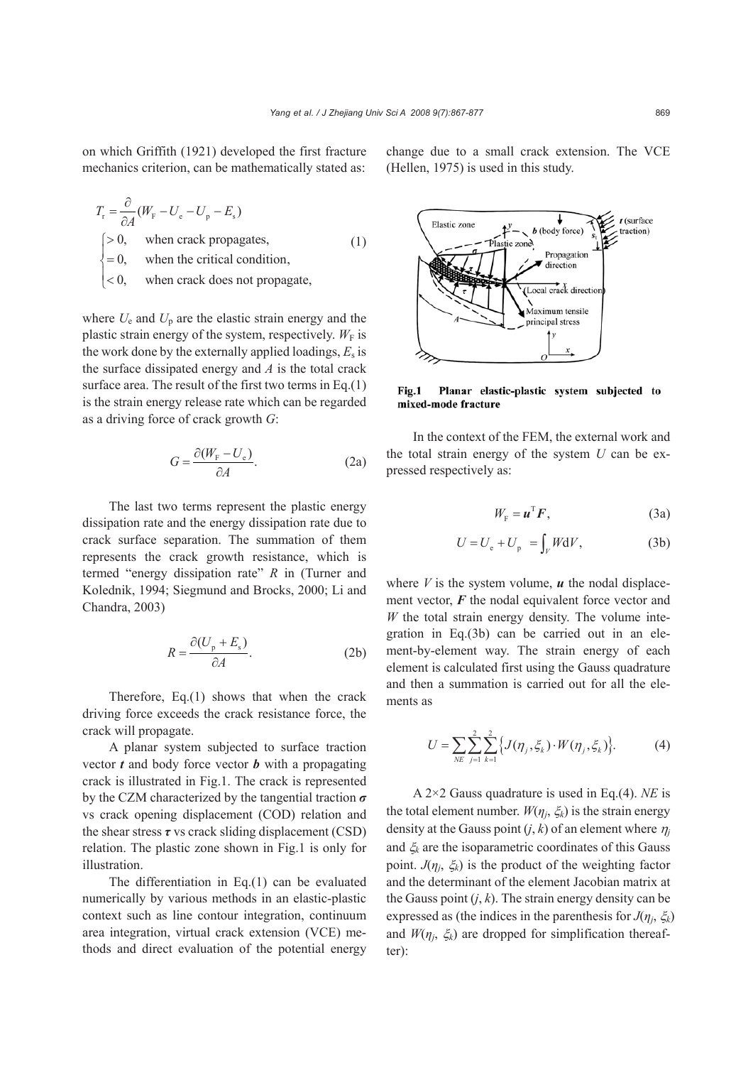on which Griffith (1921) developed the first fracture mechanics criterion, can be mathematically stated as:

$$
T_{\rm r} = \frac{\partial}{\partial A}(W_{\rm F} - U_{\rm e} - U_{\rm p} - E_{\rm s})
\begin{cases} > 0, & \text{when crack propagates,} \\ = 0, & \text{when the critical condition,} \\ < 0, & \text{when crack does not propagate,} \end{cases} \tag{1}
$$

where $U_{\rm e}$ and $U_{\rm p}$ are the elastic strain energy and the plastic strain energy of the system, respectively. $W_{\rm F}$ is the work done by the externally applied loadings, $E_{\rm s}$ is the surface dissipated energy and $A$ is the total crack surface area. The result of the first two terms in Eq.(1) is the strain energy release rate which can be regarded as a driving force of crack growth $G$:

$$
G = \frac{\partial (W_{\rm F} - U_{\rm e})}{\partial A}. \tag{2a}
$$

The last two terms represent the plastic energy dissipation rate and the energy dissipation rate due to crack surface separation. The summation of them represents the crack growth resistance, which is termed "energy dissipation rate" $R$ in (Turner and Kolednik, 1994; Siegmund and Brocks, 2000; Li and Chandra, 2003)

$$
R = \frac{\partial (U_{\rm p} + E_{\rm s})}{\partial A}. \tag{2b}
$$

Therefore, Eq.(1) shows that when the crack driving force exceeds the crack resistance force, the crack will propagate.

A planar system subjected to surface traction vector $\boldsymbol{t}$ and body force vector $\boldsymbol{b}$ with a propagating crack is illustrated in Fig.1. The crack is represented by the CZM characterized by the tangential traction $\boldsymbol{\sigma}$ vs crack opening displacement (COD) relation and the shear stress $\boldsymbol{\tau}$ vs crack sliding displacement (CSD) relation. The plastic zone shown in Fig.1 is only for illustration.

The differentiation in Eq.(1) can be evaluated numerically by various methods in an elastic-plastic context such as line contour integration, continuum area integration, virtual crack extension (VCE) methods and direct evaluation of the potential energy change due to a small crack extension. The VCE (Hellen, 1975) is used in this study.

**Fig.1 Planar elastic-plastic system subjected to mixed-mode fracture**

In the context of the FEM, the external work and the total strain energy of the system $U$ can be expressed respectively as:

$$
W_{\rm F} = \boldsymbol{u}^{\rm T}\boldsymbol{F}, \tag{3a}
$$

$$
U = U_{\rm e} + U_{\rm p} = \int_V W {\rm d}V, \tag{3b}
$$

where $V$ is the system volume, $\boldsymbol{u}$ the nodal displacement vector, $\boldsymbol{F}$ the nodal equivalent force vector and $W$ the total strain energy density. The volume integration in Eq.(3b) can be carried out in an element-by-element way. The strain energy of each element is calculated first using the Gauss quadrature and then a summation is carried out for all the elements as

$$
U = \sum_{NE}\sum_{j=1}^{2}\sum_{k=1}^{2}\left\{ J(\eta_j, \xi_k)\cdot W(\eta_j, \xi_k)\right\}. \tag{4}
$$

A 2×2 Gauss quadrature is used in Eq.(4). $NE$ is the total element number. $W(\eta_j, \xi_k)$ is the strain energy density at the Gauss point $(j, k)$ of an element where $\eta_j$ and $\xi_k$ are the isoparametric coordinates of this Gauss point. $J(\eta_j, \xi_k)$ is the product of the weighting factor and the determinant of the element Jacobian matrix at the Gauss point $(j, k)$. The strain energy density can be expressed as (the indices in the parenthesis for $J(\eta_j, \xi_k)$ and $W(\eta_j, \xi_k)$ are dropped for simplification thereafter):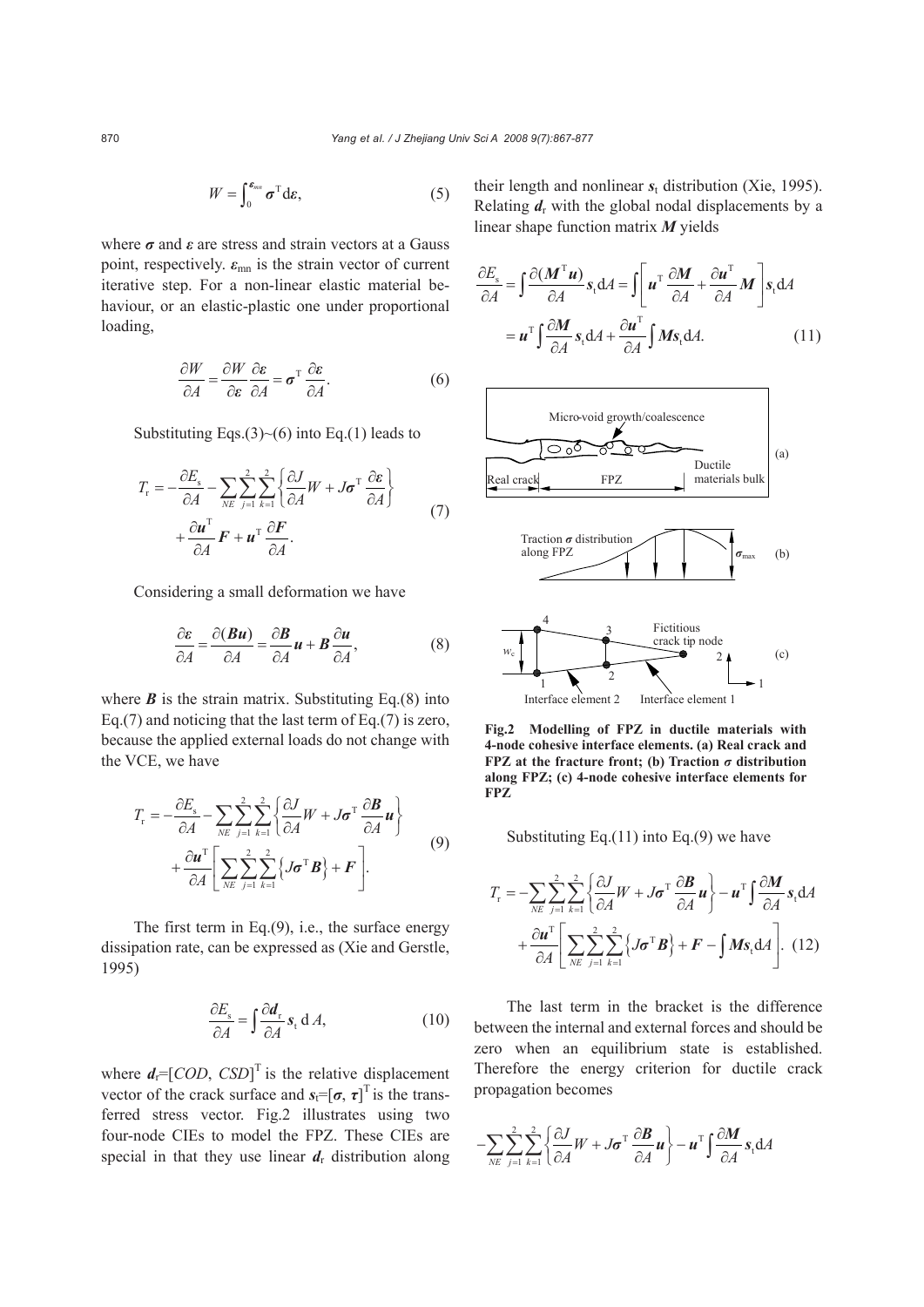$$W = \int_0^{\boldsymbol{\varepsilon}_{mn}} \boldsymbol{\sigma}^{\mathrm{T}} \mathrm{d}\boldsymbol{\varepsilon}, \tag{5}$$

where $\boldsymbol{\sigma}$ and $\boldsymbol{\varepsilon}$ are stress and strain vectors at a Gauss point, respectively. $\boldsymbol{\varepsilon}_{mn}$ is the strain vector of current iterative step. For a non-linear elastic material behaviour, or an elastic-plastic one under proportional loading,

$$\frac{\partial W}{\partial A} = \frac{\partial W}{\partial \boldsymbol{\varepsilon}} \frac{\partial \boldsymbol{\varepsilon}}{\partial A} = \boldsymbol{\sigma}^{\mathrm{T}} \frac{\partial \boldsymbol{\varepsilon}}{\partial A}. \tag{6}$$

Substituting Eqs.(3)~(6) into Eq.(1) leads to

$$T_{\mathrm{r}} = -\frac{\partial E_{\mathrm{s}}}{\partial A} - \sum_{NE} \sum_{j=1}^{2} \sum_{k=1}^{2} \left\{ \frac{\partial J}{\partial A} W + J \boldsymbol{\sigma}^{\mathrm{T}} \frac{\partial \boldsymbol{\varepsilon}}{\partial A} \right\} + \frac{\partial \boldsymbol{u}^{\mathrm{T}}}{\partial A} \boldsymbol{F} + \boldsymbol{u}^{\mathrm{T}} \frac{\partial \boldsymbol{F}}{\partial A}. \tag{7}$$

Considering a small deformation we have

$$\frac{\partial \boldsymbol{\varepsilon}}{\partial A} = \frac{\partial (\boldsymbol{B}\boldsymbol{u})}{\partial A} = \frac{\partial \boldsymbol{B}}{\partial A} \boldsymbol{u} + \boldsymbol{B} \frac{\partial \boldsymbol{u}}{\partial A}, \tag{8}$$

where $\boldsymbol{B}$ is the strain matrix. Substituting Eq.(8) into Eq.(7) and noticing that the last term of Eq.(7) is zero, because the applied external loads do not change with the VCE, we have

$$T_{\mathrm{r}} = -\frac{\partial E_{\mathrm{s}}}{\partial A} - \sum_{NE} \sum_{j=1}^{2} \sum_{k=1}^{2} \left\{ \frac{\partial J}{\partial A} W + J \boldsymbol{\sigma}^{\mathrm{T}} \frac{\partial \boldsymbol{B}}{\partial A} \boldsymbol{u} \right\} + \frac{\partial \boldsymbol{u}^{\mathrm{T}}}{\partial A} \left[ \sum_{NE} \sum_{j=1}^{2} \sum_{k=1}^{2} \left\{ J \boldsymbol{\sigma}^{\mathrm{T}} \boldsymbol{B} \right\} + \boldsymbol{F} \right]. \tag{9}$$

The first term in Eq.(9), i.e., the surface energy dissipation rate, can be expressed as (Xie and Gerstle, 1995)

$$\frac{\partial E_{\mathrm{s}}}{\partial A} = \int \frac{\partial \boldsymbol{d}_{\mathrm{r}}}{\partial A} \boldsymbol{s}_{\mathrm{t}} \, \mathrm{d}A, \tag{10}$$

where $\boldsymbol{d}_{\mathrm{r}}=[COD, CSD]^{\mathrm{T}}$ is the relative displacement vector of the crack surface and $\boldsymbol{s}_{\mathrm{t}}=[\boldsymbol{\sigma}, \boldsymbol{\tau}]^{\mathrm{T}}$ is the transferred stress vector. Fig.2 illustrates using two four-node CIEs to model the FPZ. These CIEs are special in that they use linear $\boldsymbol{d}_{\mathrm{r}}$ distribution along their length and nonlinear $\boldsymbol{s}_{\mathrm{t}}$ distribution (Xie, 1995). Relating $\boldsymbol{d}_{\mathrm{r}}$ with the global nodal displacements by a linear shape function matrix $\boldsymbol{M}$ yields

$$\frac{\partial E_{\mathrm{s}}}{\partial A} = \int \frac{\partial (\boldsymbol{M}^{\mathrm{T}} \boldsymbol{u})}{\partial A} \boldsymbol{s}_{\mathrm{t}} \mathrm{d}A = \int \left[ \boldsymbol{u}^{\mathrm{T}} \frac{\partial \boldsymbol{M}}{\partial A} + \frac{\partial \boldsymbol{u}^{\mathrm{T}}}{\partial A} \boldsymbol{M} \right] \boldsymbol{s}_{\mathrm{t}} \mathrm{d}A = \boldsymbol{u}^{\mathrm{T}} \int \frac{\partial \boldsymbol{M}}{\partial A} \boldsymbol{s}_{\mathrm{t}} \mathrm{d}A + \frac{\partial \boldsymbol{u}^{\mathrm{T}}}{\partial A} \int \boldsymbol{M} \boldsymbol{s}_{\mathrm{t}} \mathrm{d}A. \tag{11}$$

**Fig.2 Modelling of FPZ in ductile materials with 4-node cohesive interface elements. (a) Real crack and FPZ at the fracture front; (b) Traction $\boldsymbol{\sigma}$ distribution along FPZ; (c) 4-node cohesive interface elements for FPZ**

Substituting Eq.(11) into Eq.(9) we have

$$T_{\mathrm{r}} = -\sum_{NE} \sum_{j=1}^{2} \sum_{k=1}^{2} \left\{ \frac{\partial J}{\partial A} W + J \boldsymbol{\sigma}^{\mathrm{T}} \frac{\partial \boldsymbol{B}}{\partial A} \boldsymbol{u} \right\} - \boldsymbol{u}^{\mathrm{T}} \int \frac{\partial \boldsymbol{M}}{\partial A} \boldsymbol{s}_{\mathrm{t}} \mathrm{d}A + \frac{\partial \boldsymbol{u}^{\mathrm{T}}}{\partial A} \left[ \sum_{NE} \sum_{j=1}^{2} \sum_{k=1}^{2} \left\{ J \boldsymbol{\sigma}^{\mathrm{T}} \boldsymbol{B} \right\} + \boldsymbol{F} - \int \boldsymbol{M} \boldsymbol{s}_{\mathrm{t}} \mathrm{d}A \right]. \tag{12}$$

The last term in the bracket is the difference between the internal and external forces and should be zero when an equilibrium state is established. Therefore the energy criterion for ductile crack propagation becomes

$$-\sum_{NE} \sum_{j=1}^{2} \sum_{k=1}^{2} \left\{ \frac{\partial J}{\partial A} W + J \boldsymbol{\sigma}^{\mathrm{T}} \frac{\partial \boldsymbol{B}}{\partial A} \boldsymbol{u} \right\} - \boldsymbol{u}^{\mathrm{T}} \int \frac{\partial \boldsymbol{M}}{\partial A} \boldsymbol{s}_{\mathrm{t}} \mathrm{d}A$$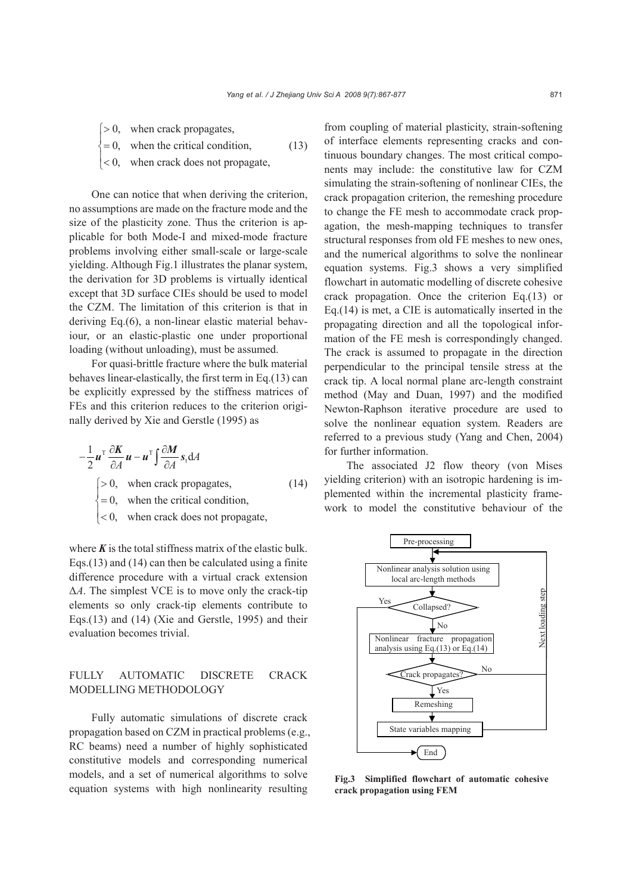$$\begin{cases} >0, & \text{when crack propagates,} \\ =0, & \text{when the critical condition,} \\ <0, & \text{when crack does not propagate,} \end{cases} \tag{13}$$

One can notice that when deriving the criterion, no assumptions are made on the fracture mode and the size of the plasticity zone. Thus the criterion is applicable for both Mode-I and mixed-mode fracture problems involving either small-scale or large-scale yielding. Although Fig.1 illustrates the planar system, the derivation for 3D problems is virtually identical except that 3D surface CIEs should be used to model the CZM. The limitation of this criterion is that in deriving Eq.(6), a non-linear elastic material behaviour, or an elastic-plastic one under proportional loading (without unloading), must be assumed.

For quasi-brittle fracture where the bulk material behaves linear-elastically, the first term in Eq.(13) can be explicitly expressed by the stiffness matrices of FEs and this criterion reduces to the criterion originally derived by Xie and Gerstle (1995) as

$$-\frac{1}{2}\boldsymbol{u}^{\mathrm{T}}\frac{\partial \boldsymbol{K}}{\partial A}\boldsymbol{u}-\boldsymbol{u}^{\mathrm{T}}\int\frac{\partial \boldsymbol{M}}{\partial A}\boldsymbol{s}_{\mathrm{t}}\mathrm{d}A \begin{cases} >0, & \text{when crack propagates,} \\ =0, & \text{when the critical condition,} \\ <0, & \text{when crack does not propagate,} \end{cases} \tag{14}$$

where $\boldsymbol{K}$ is the total stiffness matrix of the elastic bulk. Eqs.(13) and (14) can then be calculated using a finite difference procedure with a virtual crack extension $\Delta A$. The simplest VCE is to move only the crack-tip elements so only crack-tip elements contribute to Eqs.(13) and (14) (Xie and Gerstle, 1995) and their evaluation becomes trivial.

## FULLY AUTOMATIC DISCRETE CRACK MODELLING METHODOLOGY

Fully automatic simulations of discrete crack propagation based on CZM in practical problems (e.g., RC beams) need a number of highly sophisticated constitutive models and corresponding numerical models, and a set of numerical algorithms to solve equation systems with high nonlinearity resulting from coupling of material plasticity, strain-softening of interface elements representing cracks and continuous boundary changes. The most critical components may include: the constitutive law for CZM simulating the strain-softening of nonlinear CIEs, the crack propagation criterion, the remeshing procedure to change the FE mesh to accommodate crack propagation, the mesh-mapping techniques to transfer structural responses from old FE meshes to new ones, and the numerical algorithms to solve the nonlinear equation systems. Fig.3 shows a very simplified flowchart in automatic modelling of discrete cohesive crack propagation. Once the criterion Eq.(13) or Eq.(14) is met, a CIE is automatically inserted in the propagating direction and all the topological information of the FE mesh is correspondingly changed. The crack is assumed to propagate in the direction perpendicular to the principal tensile stress at the crack tip. A local normal plane arc-length constraint method (May and Duan, 1997) and the modified Newton-Raphson iterative procedure are used to solve the nonlinear equation system. Readers are referred to a previous study (Yang and Chen, 2004) for further information.

The associated J2 flow theory (von Mises yielding criterion) with an isotropic hardening is implemented within the incremental plasticity framework to model the constitutive behaviour of the

Pre-processing → Nonlinear analysis solution using local arc-length methods → Collapsed? (Yes → End; No →) Nonlinear fracture propagation analysis using Eq.(13) or Eq.(14) → Crack propagates? (No → Next loading step; Yes →) Remeshing → State variables mapping → Next loading step

**Fig.3 Simplified flowchart of automatic cohesive crack propagation using FEM**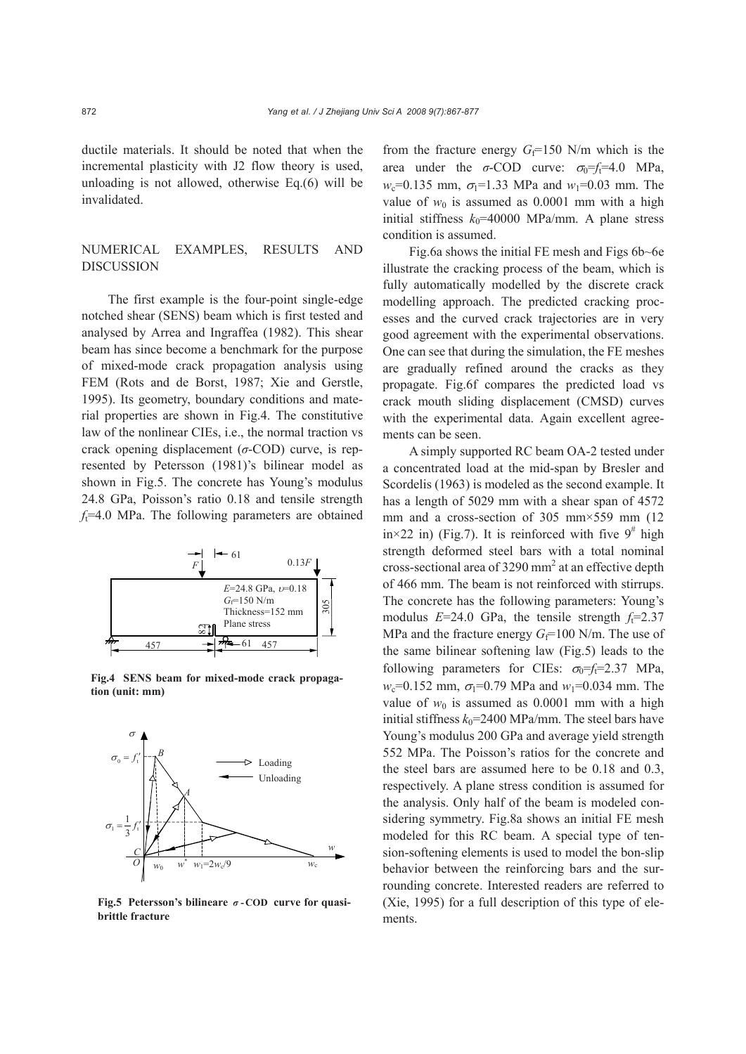ductile materials. It should be noted that when the incremental plasticity with J2 flow theory is used, unloading is not allowed, otherwise Eq.(6) will be invalidated.

## NUMERICAL EXAMPLES, RESULTS AND DISCUSSION

The first example is the four-point single-edge notched shear (SENS) beam which is first tested and analysed by Arrea and Ingraffea (1982). This shear beam has since become a benchmark for the purpose of mixed-mode crack propagation analysis using FEM (Rots and de Borst, 1987; Xie and Gerstle, 1995). Its geometry, boundary conditions and material properties are shown in Fig.4. The constitutive law of the nonlinear CIEs, i.e., the normal traction vs crack opening displacement ($\sigma$-COD) curve, is represented by Petersson (1981)'s bilinear model as shown in Fig.5. The concrete has Young's modulus 24.8 GPa, Poisson's ratio 0.18 and tensile strength $f_t$=4.0 MPa. The following parameters are obtained

**Fig.4 SENS beam for mixed-mode crack propagation (unit: mm)**

**Fig.5 Petersson's bilineare $\sigma$-COD curve for quasi-brittle fracture**

from the fracture energy $G_f$=150 N/m which is the area under the $\sigma$-COD curve: $\sigma_0$=$f_t$=4.0 MPa, $w_c$=0.135 mm, $\sigma_1$=1.33 MPa and $w_1$=0.03 mm. The value of $w_0$ is assumed as 0.0001 mm with a high initial stiffness $k_0$=40000 MPa/mm. A plane stress condition is assumed.

Fig.6a shows the initial FE mesh and Figs 6b~6e illustrate the cracking process of the beam, which is fully automatically modelled by the discrete crack modelling approach. The predicted cracking processes and the curved crack trajectories are in very good agreement with the experimental observations. One can see that during the simulation, the FE meshes are gradually refined around the cracks as they propagate. Fig.6f compares the predicted load vs crack mouth sliding displacement (CMSD) curves with the experimental data. Again excellent agreements can be seen.

A simply supported RC beam OA-2 tested under a concentrated load at the mid-span by Bresler and Scordelis (1963) is modeled as the second example. It has a length of 5029 mm with a shear span of 4572 mm and a cross-section of 305 mm×559 mm (12 in×22 in) (Fig.7). It is reinforced with five 9# high strength deformed steel bars with a total nominal cross-sectional area of 3290 mm$^2$ at an effective depth of 466 mm. The beam is not reinforced with stirrups. The concrete has the following parameters: Young's modulus $E$=24.0 GPa, the tensile strength $f_t$=2.37 MPa and the fracture energy $G_f$=100 N/m. The use of the same bilinear softening law (Fig.5) leads to the following parameters for CIEs: $\sigma_0$=$f_t$=2.37 MPa, $w_c$=0.152 mm, $\sigma_1$=0.79 MPa and $w_1$=0.034 mm. The value of $w_0$ is assumed as 0.0001 mm with a high initial stiffness $k_0$=2400 MPa/mm. The steel bars have Young's modulus 200 GPa and average yield strength 552 MPa. The Poisson's ratios for the concrete and the steel bars are assumed here to be 0.18 and 0.3, respectively. A plane stress condition is assumed for the analysis. Only half of the beam is modeled considering symmetry. Fig.8a shows an initial FE mesh modeled for this RC beam. A special type of tension-softening elements is used to model the bon-slip behavior between the reinforcing bars and the surrounding concrete. Interested readers are referred to (Xie, 1995) for a full description of this type of elements.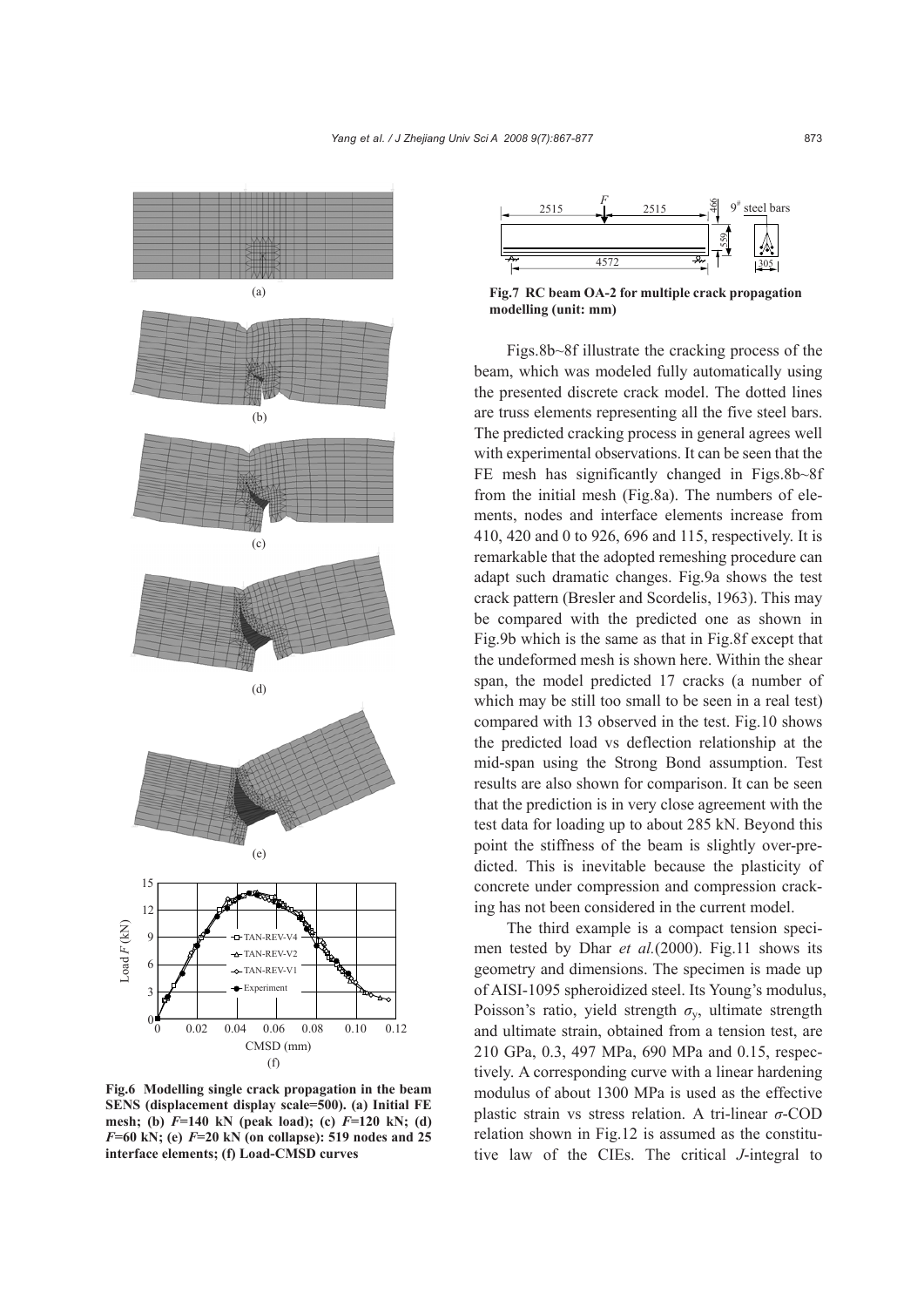Fig.6 Modelling single crack propagation in the beam SENS (displacement display scale=500). (a) Initial FE mesh; (b) $F$=140 kN (peak load); (c) $F$=120 kN; (d) $F$=60 kN; (e) $F$=20 kN (on collapse): 519 nodes and 25 interface elements; (f) Load-CMSD curves

Fig.7 RC beam OA-2 for multiple crack propagation modelling (unit: mm)

Figs.8b~8f illustrate the cracking process of the beam, which was modeled fully automatically using the presented discrete crack model. The dotted lines are truss elements representing all the five steel bars. The predicted cracking process in general agrees well with experimental observations. It can be seen that the FE mesh has significantly changed in Figs.8b~8f from the initial mesh (Fig.8a). The numbers of elements, nodes and interface elements increase from 410, 420 and 0 to 926, 696 and 115, respectively. It is remarkable that the adopted remeshing procedure can adapt such dramatic changes. Fig.9a shows the test crack pattern (Bresler and Scordelis, 1963). This may be compared with the predicted one as shown in Fig.9b which is the same as that in Fig.8f except that the undeformed mesh is shown here. Within the shear span, the model predicted 17 cracks (a number of which may be still too small to be seen in a real test) compared with 13 observed in the test. Fig.10 shows the predicted load vs deflection relationship at the mid-span using the Strong Bond assumption. Test results are also shown for comparison. It can be seen that the prediction is in very close agreement with the test data for loading up to about 285 kN. Beyond this point the stiffness of the beam is slightly over-predicted. This is inevitable because the plasticity of concrete under compression and compression cracking has not been considered in the current model.

The third example is a compact tension specimen tested by Dhar *et al.*(2000). Fig.11 shows its geometry and dimensions. The specimen is made up of AISI-1095 spheroidized steel. Its Young's modulus, Poisson's ratio, yield strength $\sigma_y$, ultimate strength and ultimate strain, obtained from a tension test, are 210 GPa, 0.3, 497 MPa, 690 MPa and 0.15, respectively. A corresponding curve with a linear hardening modulus of about 1300 MPa is used as the effective plastic strain vs stress relation. A tri-linear $\sigma$-COD relation shown in Fig.12 is assumed as the constitutive law of the CIEs. The critical $J$-integral to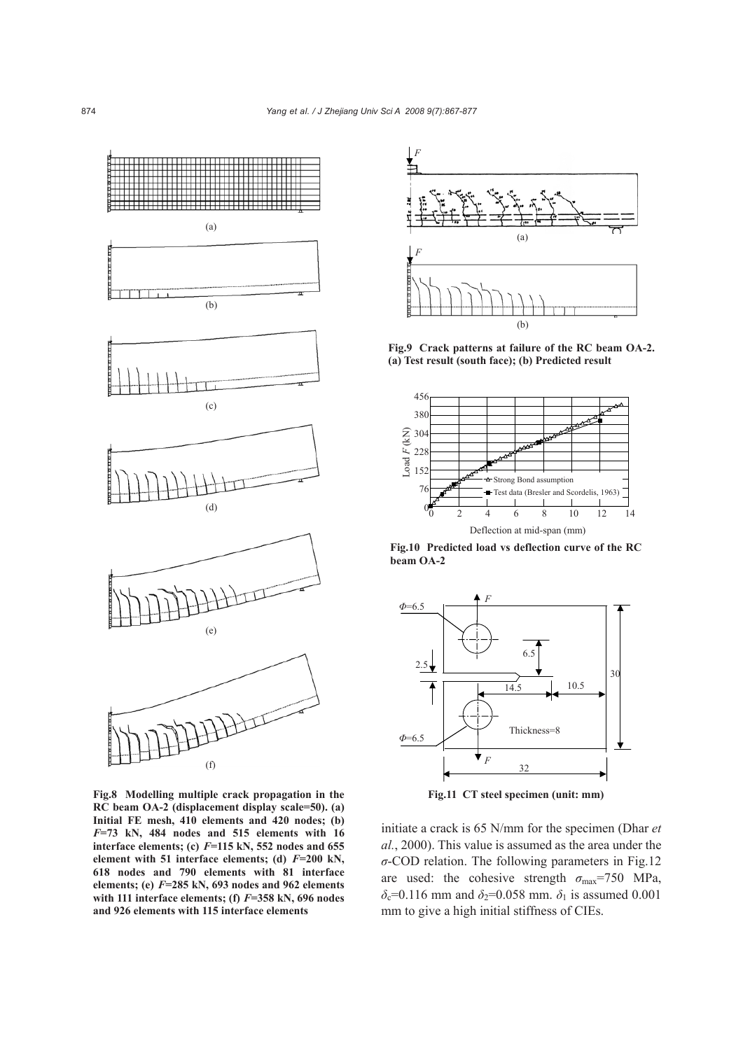Fig.8 Modelling multiple crack propagation in the RC beam OA-2 (displacement display scale=50). (a) Initial FE mesh, 410 elements and 420 nodes; (b) $F$=73 kN, 484 nodes and 515 elements with 16 interface elements; (c) $F$=115 kN, 552 nodes and 655 element with 51 interface elements; (d) $F$=200 kN, 618 nodes and 790 elements with 81 interface elements; (e) $F$=285 kN, 693 nodes and 962 elements with 111 interface elements; (f) $F$=358 kN, 696 nodes and 926 elements with 115 interface elements

Fig.9 Crack patterns at failure of the RC beam OA-2. (a) Test result (south face); (b) Predicted result

Fig.10 Predicted load vs deflection curve of the RC beam OA-2

Fig.11 CT steel specimen (unit: mm)

initiate a crack is 65 N/mm for the specimen (Dhar *et al.*, 2000). This value is assumed as the area under the $\sigma$-COD relation. The following parameters in Fig.12 are used: the cohesive strength $\sigma_{max}$=750 MPa, $\delta_c$=0.116 mm and $\delta_2$=0.058 mm. $\delta_1$ is assumed 0.001 mm to give a high initial stiffness of CIEs.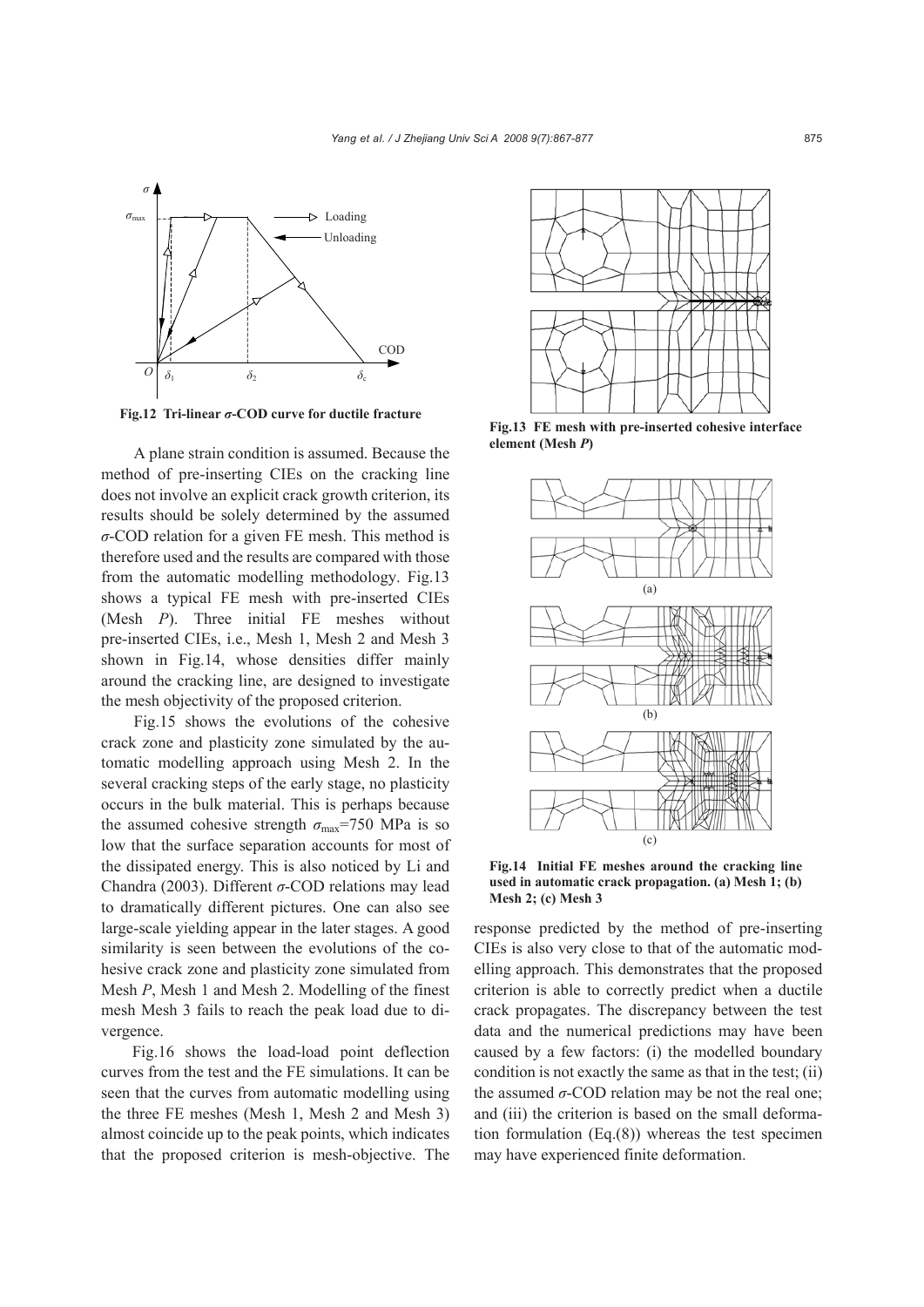Fig.12 Tri-linear $\sigma$-COD curve for ductile fracture

A plane strain condition is assumed. Because the method of pre-inserting CIEs on the cracking line does not involve an explicit crack growth criterion, its results should be solely determined by the assumed $\sigma$-COD relation for a given FE mesh. This method is therefore used and the results are compared with those from the automatic modelling methodology. Fig.13 shows a typical FE mesh with pre-inserted CIEs (Mesh $P$). Three initial FE meshes without pre-inserted CIEs, i.e., Mesh 1, Mesh 2 and Mesh 3 shown in Fig.14, whose densities differ mainly around the cracking line, are designed to investigate the mesh objectivity of the proposed criterion.

Fig.15 shows the evolutions of the cohesive crack zone and plasticity zone simulated by the automatic modelling approach using Mesh 2. In the several cracking steps of the early stage, no plasticity occurs in the bulk material. This is perhaps because the assumed cohesive strength $\sigma_{max}$=750 MPa is so low that the surface separation accounts for most of the dissipated energy. This is also noticed by Li and Chandra (2003). Different $\sigma$-COD relations may lead to dramatically different pictures. One can also see large-scale yielding appear in the later stages. A good similarity is seen between the evolutions of the cohesive crack zone and plasticity zone simulated from Mesh $P$, Mesh 1 and Mesh 2. Modelling of the finest mesh Mesh 3 fails to reach the peak load due to divergence.

Fig.16 shows the load-load point deflection curves from the test and the FE simulations. It can be seen that the curves from automatic modelling using the three FE meshes (Mesh 1, Mesh 2 and Mesh 3) almost coincide up to the peak points, which indicates that the proposed criterion is mesh-objective. The response predicted by the method of pre-inserting CIEs is also very close to that of the automatic modelling approach. This demonstrates that the proposed criterion is able to correctly predict when a ductile crack propagates. The discrepancy between the test data and the numerical predictions may have been caused by a few factors: (i) the modelled boundary condition is not exactly the same as that in the test; (ii) the assumed $\sigma$-COD relation may be not the real one; and (iii) the criterion is based on the small deformation formulation (Eq.(8)) whereas the test specimen may have experienced finite deformation.

Fig.13 FE mesh with pre-inserted cohesive interface element (Mesh $P$)

Fig.14 Initial FE meshes around the cracking line used in automatic crack propagation. (a) Mesh 1; (b) Mesh 2; (c) Mesh 3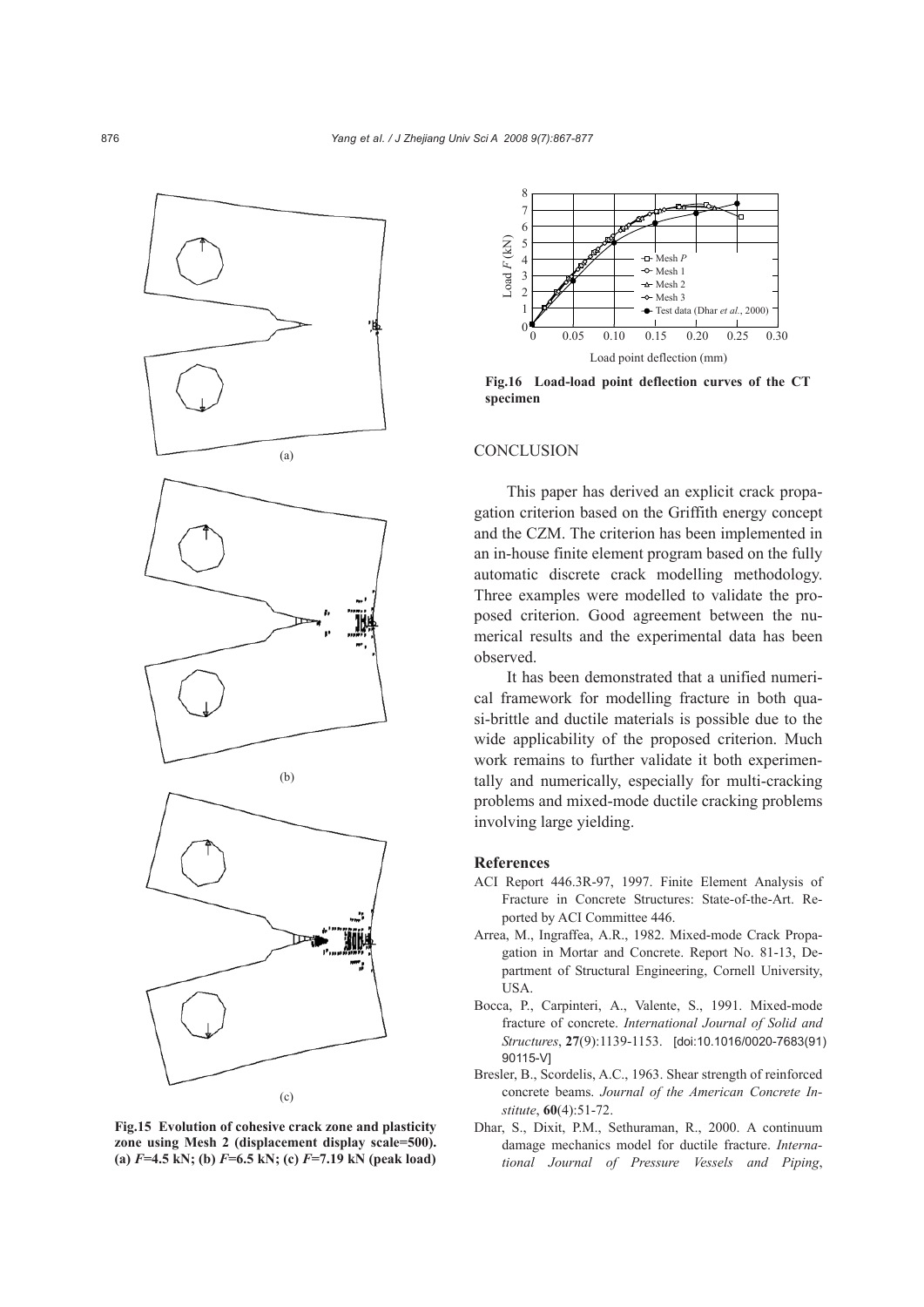(a)

(b)

(c)

**Fig.15 Evolution of cohesive crack zone and plasticity zone using Mesh 2 (displacement display scale=500). (a) $F$=4.5 kN; (b) $F$=6.5 kN; (c) $F$=7.19 kN (peak load)**

**Fig.16 Load-load point deflection curves of the CT specimen**

## CONCLUSION

This paper has derived an explicit crack propagation criterion based on the Griffith energy concept and the CZM. The criterion has been implemented in an in-house finite element program based on the fully automatic discrete crack modelling methodology. Three examples were modelled to validate the proposed criterion. Good agreement between the numerical results and the experimental data has been observed.

It has been demonstrated that a unified numerical framework for modelling fracture in both quasi-brittle and ductile materials is possible due to the wide applicability of the proposed criterion. Much work remains to further validate it both experimentally and numerically, especially for multi-cracking problems and mixed-mode ductile cracking problems involving large yielding.

### References

ACI Report 446.3R-97, 1997. Finite Element Analysis of Fracture in Concrete Structures: State-of-the-Art. Reported by ACI Committee 446.

Arrea, M., Ingraffea, A.R., 1982. Mixed-mode Crack Propagation in Mortar and Concrete. Report No. 81-13, Department of Structural Engineering, Cornell University, USA.

Bocca, P., Carpinteri, A., Valente, S., 1991. Mixed-mode fracture of concrete. *International Journal of Solid and Structures*, **27**(9):1139-1153. [doi:10.1016/0020-7683(91)90115-V]

Bresler, B., Scordelis, A.C., 1963. Shear strength of reinforced concrete beams. *Journal of the American Concrete Institute*, **60**(4):51-72.

Dhar, S., Dixit, P.M., Sethuraman, R., 2000. A continuum damage mechanics model for ductile fracture. *International Journal of Pressure Vessels and Piping*,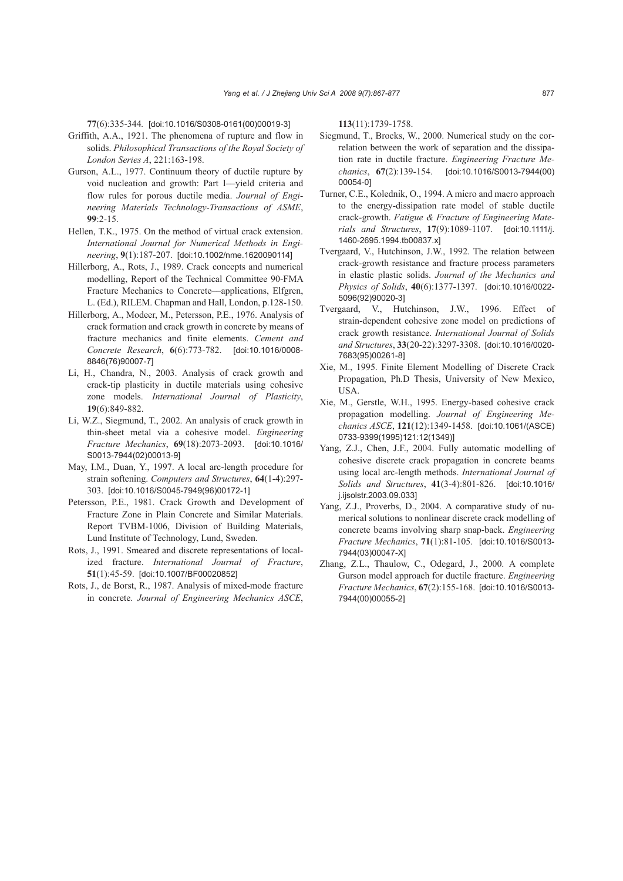**77**(6):335-344. [doi:10.1016/S0308-0161(00)00019-3]

Griffith, A.A., 1921. The phenomena of rupture and flow in solids. *Philosophical Transactions of the Royal Society of London Series A*, 221:163-198.

Gurson, A.L., 1977. Continuum theory of ductile rupture by void nucleation and growth: Part I—yield criteria and flow rules for porous ductile media. *Journal of Engineering Materials Technology-Transactions of ASME*, **99**:2-15.

Hellen, T.K., 1975. On the method of virtual crack extension. *International Journal for Numerical Methods in Engineering*, **9**(1):187-207. [doi:10.1002/nme.1620090114]

Hillerborg, A., Rots, J., 1989. Crack concepts and numerical modelling, Report of the Technical Committee 90-FMA Fracture Mechanics to Concrete—applications, Elfgren, L. (Ed.), RILEM. Chapman and Hall, London, p.128-150.

Hillerborg, A., Modeer, M., Petersson, P.E., 1976. Analysis of crack formation and crack growth in concrete by means of fracture mechanics and finite elements. *Cement and Concrete Research*, **6**(6):773-782. [doi:10.1016/0008-8846(76)90007-7]

Li, H., Chandra, N., 2003. Analysis of crack growth and crack-tip plasticity in ductile materials using cohesive zone models. *International Journal of Plasticity*, **19**(6):849-882.

Li, W.Z., Siegmund, T., 2002. An analysis of crack growth in thin-sheet metal via a cohesive model. *Engineering Fracture Mechanics*, **69**(18):2073-2093. [doi:10.1016/S0013-7944(02)00013-9]

May, I.M., Duan, Y., 1997. A local arc-length procedure for strain softening. *Computers and Structures*, **64**(1-4):297-303. [doi:10.1016/S0045-7949(96)00172-1]

Petersson, P.E., 1981. Crack Growth and Development of Fracture Zone in Plain Concrete and Similar Materials. Report TVBM-1006, Division of Building Materials, Lund Institute of Technology, Lund, Sweden.

Rots, J., 1991. Smeared and discrete representations of localized fracture. *International Journal of Fracture*, **51**(1):45-59. [doi:10.1007/BF00020852]

Rots, J., de Borst, R., 1987. Analysis of mixed-mode fracture in concrete. *Journal of Engineering Mechanics ASCE*, **113**(11):1739-1758.

Siegmund, T., Brocks, W., 2000. Numerical study on the correlation between the work of separation and the dissipation rate in ductile fracture. *Engineering Fracture Mechanics*, **67**(2):139-154. [doi:10.1016/S0013-7944(00)00054-0]

Turner, C.E., Kolednik, O., 1994. A micro and macro approach to the energy-dissipation rate model of stable ductile crack-growth. *Fatigue & Fracture of Engineering Materials and Structures*, **17**(9):1089-1107. [doi:10.1111/j.1460-2695.1994.tb00837.x]

Tvergaard, V., Hutchinson, J.W., 1992. The relation between crack-growth resistance and fracture process parameters in elastic plastic solids. *Journal of the Mechanics and Physics of Solids*, **40**(6):1377-1397. [doi:10.1016/0022-5096(92)90020-3]

Tvergaard, V., Hutchinson, J.W., 1996. Effect of strain-dependent cohesive zone model on predictions of crack growth resistance. *International Journal of Solids and Structures*, **33**(20-22):3297-3308. [doi:10.1016/0020-7683(95)00261-8]

Xie, M., 1995. Finite Element Modelling of Discrete Crack Propagation, Ph.D Thesis, University of New Mexico, USA.

Xie, M., Gerstle, W.H., 1995. Energy-based cohesive crack propagation modelling. *Journal of Engineering Mechanics ASCE*, **121**(12):1349-1458. [doi:10.1061/(ASCE)0733-9399(1995)121:12(1349)]

Yang, Z.J., Chen, J.F., 2004. Fully automatic modelling of cohesive discrete crack propagation in concrete beams using local arc-length methods. *International Journal of Solids and Structures*, **41**(3-4):801-826. [doi:10.1016/j.ijsolstr.2003.09.033]

Yang, Z.J., Proverbs, D., 2004. A comparative study of numerical solutions to nonlinear discrete crack modelling of concrete beams involving sharp snap-back. *Engineering Fracture Mechanics*, **71**(1):81-105. [doi:10.1016/S0013-7944(03)00047-X]

Zhang, Z.L., Thaulow, C., Odegard, J., 2000. A complete Gurson model approach for ductile fracture. *Engineering Fracture Mechanics*, **67**(2):155-168. [doi:10.1016/S0013-7944(00)00055-2]